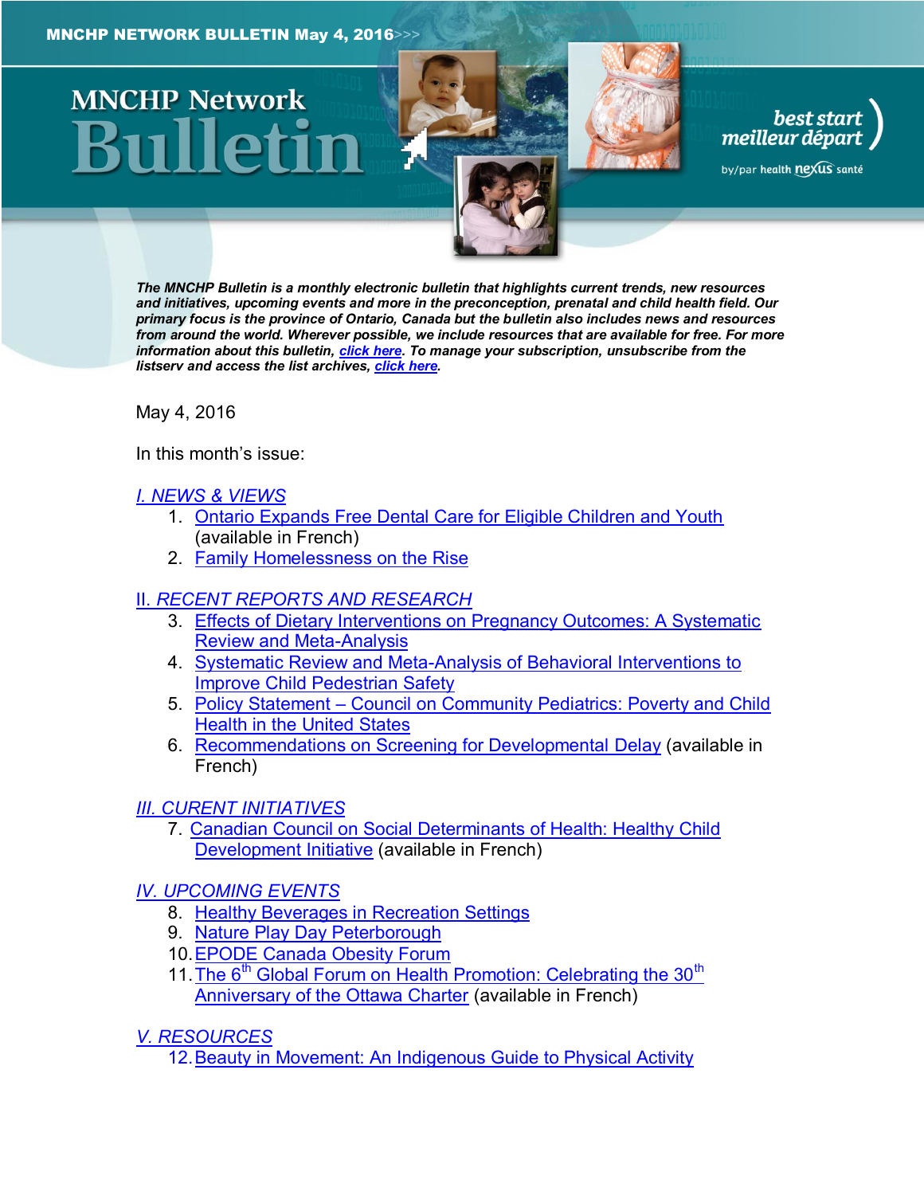MNCHP NETWORK BULLETIN May 4, 2016>>>

# MNCHP Network Bulletin

best start meilleur départ by/par health nexus santé

***The MNCHP Bulletin is a monthly electronic bulletin that highlights current trends, new resources and initiatives, upcoming events and more in the preconception, prenatal and child health field. Our primary focus is the province of Ontario, Canada but the bulletin also includes news and resources from around the world. Wherever possible, we include resources that are available for free. For more information about this bulletin, click here. To manage your subscription, unsubscribe from the listserv and access the list archives, click here.***

May 4, 2016

In this month's issue:

*I. NEWS & VIEWS*

1. Ontario Expands Free Dental Care for Eligible Children and Youth (available in French)
2. Family Homelessness on the Rise

*II. RECENT REPORTS AND RESEARCH*

3. Effects of Dietary Interventions on Pregnancy Outcomes: A Systematic Review and Meta-Analysis
4. Systematic Review and Meta-Analysis of Behavioral Interventions to Improve Child Pedestrian Safety
5. Policy Statement – Council on Community Pediatrics: Poverty and Child Health in the United States
6. Recommendations on Screening for Developmental Delay (available in French)

*III. CURENT INITIATIVES*

7. Canadian Council on Social Determinants of Health: Healthy Child Development Initiative (available in French)

*IV. UPCOMING EVENTS*

8. Healthy Beverages in Recreation Settings
9. Nature Play Day Peterborough
10. EPODE Canada Obesity Forum
11. The 6th Global Forum on Health Promotion: Celebrating the 30th Anniversary of the Ottawa Charter (available in French)

*V. RESOURCES*

12. Beauty in Movement: An Indigenous Guide to Physical Activity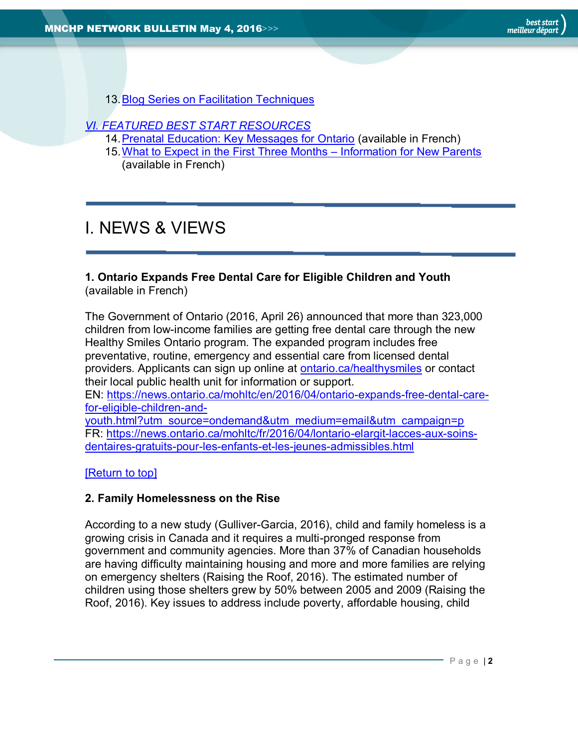13. Blog Series on Facilitation Techniques

*VI. FEATURED BEST START RESOURCES*

14. Prenatal Education: Key Messages for Ontario (available in French)
15. What to Expect in the First Three Months – Information for New Parents (available in French)

# I. NEWS & VIEWS

**1. Ontario Expands Free Dental Care for Eligible Children and Youth**
(available in French)

The Government of Ontario (2016, April 26) announced that more than 323,000 children from low-income families are getting free dental care through the new Healthy Smiles Ontario program. The expanded program includes free preventative, routine, emergency and essential care from licensed dental providers. Applicants can sign up online at ontario.ca/healthysmiles or contact their local public health unit for information or support.
EN: https://news.ontario.ca/mohltc/en/2016/04/ontario-expands-free-dental-care-for-eligible-children-and-youth.html?utm_source=ondemand&utm_medium=email&utm_campaign=p
FR: https://news.ontario.ca/mohltc/fr/2016/04/lontario-elargit-lacces-aux-soins-dentaires-gratuits-pour-les-enfants-et-les-jeunes-admissibles.html

[Return to top]

**2. Family Homelessness on the Rise**

According to a new study (Gulliver-Garcia, 2016), child and family homeless is a growing crisis in Canada and it requires a multi-pronged response from government and community agencies. More than 37% of Canadian households are having difficulty maintaining housing and more and more families are relying on emergency shelters (Raising the Roof, 2016). The estimated number of children using those shelters grew by 50% between 2005 and 2009 (Raising the Roof, 2016). Key issues to address include poverty, affordable housing, child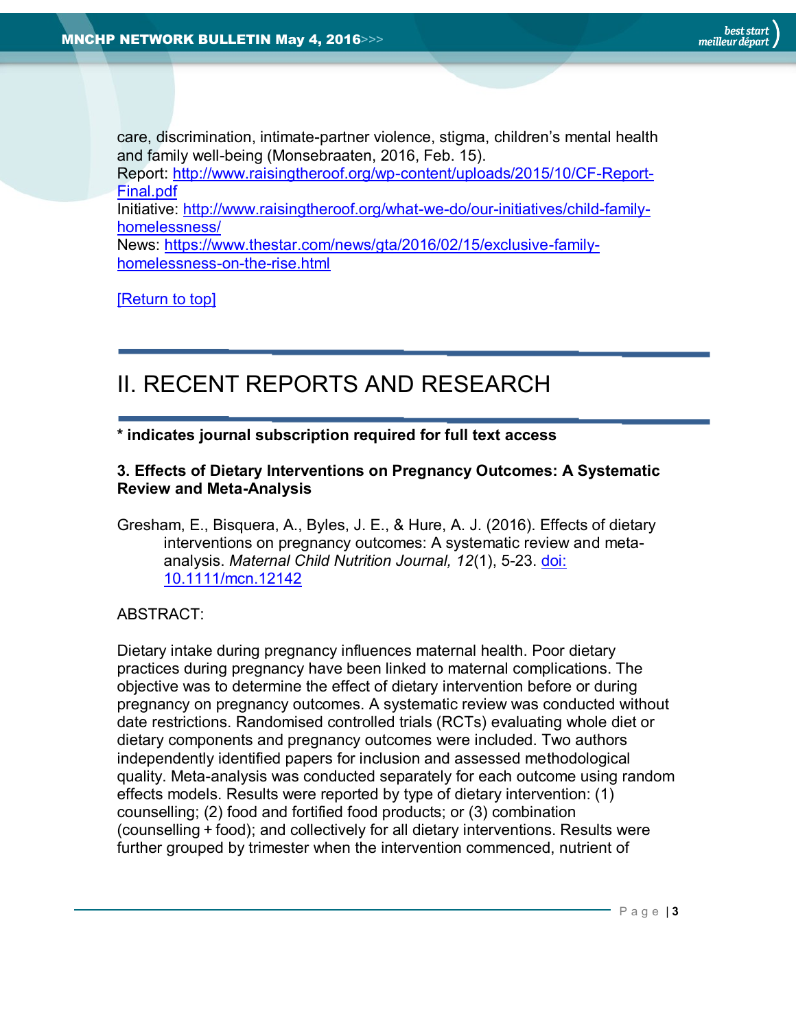care, discrimination, intimate-partner violence, stigma, children's mental health and family well-being (Monsebraaten, 2016, Feb. 15).
Report: [http://www.raisingtheroof.org/wp-content/uploads/2015/10/CF-Report-Final.pdf](http://www.raisingtheroof.org/wp-content/uploads/2015/10/CF-Report-Final.pdf)
Initiative: [http://www.raisingtheroof.org/what-we-do/our-initiatives/child-family-homelessness/](http://www.raisingtheroof.org/what-we-do/our-initiatives/child-family-homelessness/)
News: [https://www.thestar.com/news/gta/2016/02/15/exclusive-family-homelessness-on-the-rise.html](https://www.thestar.com/news/gta/2016/02/15/exclusive-family-homelessness-on-the-rise.html)

[Return to top]

# II. RECENT REPORTS AND RESEARCH

**\* indicates journal subscription required for full text access**

### 3. Effects of Dietary Interventions on Pregnancy Outcomes: A Systematic Review and Meta-Analysis

Gresham, E., Bisquera, A., Byles, J. E., & Hure, A. J. (2016). Effects of dietary interventions on pregnancy outcomes: A systematic review and meta-analysis. *Maternal Child Nutrition Journal, 12*(1), 5-23. [doi: 10.1111/mcn.12142](https://doi.org/10.1111/mcn.12142)

ABSTRACT:

Dietary intake during pregnancy influences maternal health. Poor dietary practices during pregnancy have been linked to maternal complications. The objective was to determine the effect of dietary intervention before or during pregnancy on pregnancy outcomes. A systematic review was conducted without date restrictions. Randomised controlled trials (RCTs) evaluating whole diet or dietary components and pregnancy outcomes were included. Two authors independently identified papers for inclusion and assessed methodological quality. Meta-analysis was conducted separately for each outcome using random effects models. Results were reported by type of dietary intervention: (1) counselling; (2) food and fortified food products; or (3) combination (counselling + food); and collectively for all dietary interventions. Results were further grouped by trimester when the intervention commenced, nutrient of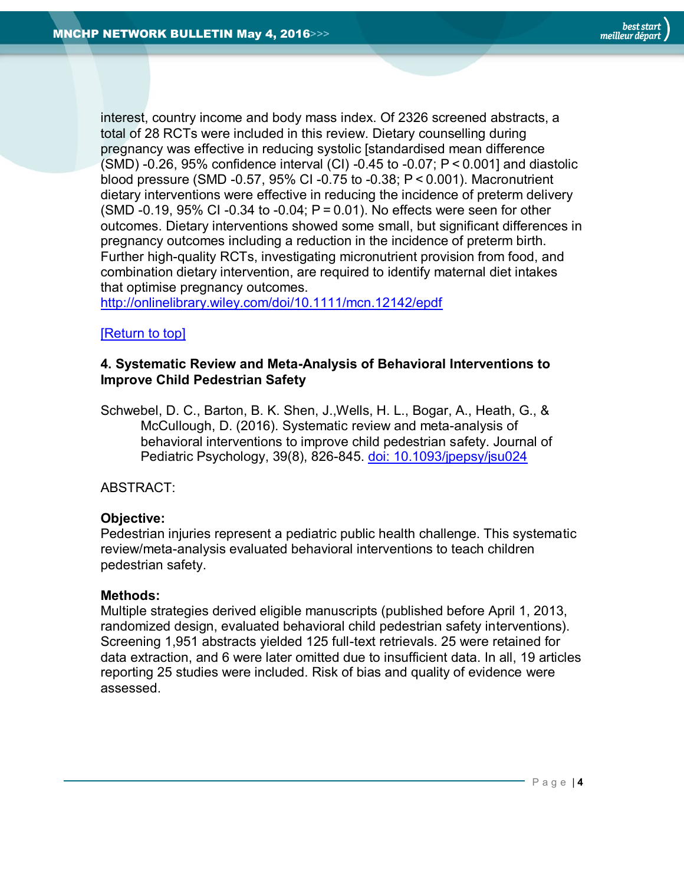interest, country income and body mass index. Of 2326 screened abstracts, a total of 28 RCTs were included in this review. Dietary counselling during pregnancy was effective in reducing systolic [standardised mean difference (SMD) -0.26, 95% confidence interval (CI) -0.45 to -0.07; $P < 0.001$] and diastolic blood pressure (SMD -0.57, 95% CI -0.75 to -0.38; $P < 0.001$). Macronutrient dietary interventions were effective in reducing the incidence of preterm delivery (SMD -0.19, 95% CI -0.34 to -0.04; $P = 0.01$). No effects were seen for other outcomes. Dietary interventions showed some small, but significant differences in pregnancy outcomes including a reduction in the incidence of preterm birth. Further high-quality RCTs, investigating micronutrient provision from food, and combination dietary intervention, are required to identify maternal diet intakes that optimise pregnancy outcomes.
http://onlinelibrary.wiley.com/doi/10.1111/mcn.12142/epdf

[Return to top]

### 4. Systematic Review and Meta-Analysis of Behavioral Interventions to Improve Child Pedestrian Safety

Schwebel, D. C., Barton, B. K. Shen, J.,Wells, H. L., Bogar, A., Heath, G., & McCullough, D. (2016). Systematic review and meta-analysis of behavioral interventions to improve child pedestrian safety. Journal of Pediatric Psychology, 39(8), 826-845. doi: 10.1093/jpepsy/jsu024

ABSTRACT:

**Objective:**
Pedestrian injuries represent a pediatric public health challenge. This systematic review/meta-analysis evaluated behavioral interventions to teach children pedestrian safety.

**Methods:**
Multiple strategies derived eligible manuscripts (published before April 1, 2013, randomized design, evaluated behavioral child pedestrian safety interventions). Screening 1,951 abstracts yielded 125 full-text retrievals. 25 were retained for data extraction, and 6 were later omitted due to insufficient data. In all, 19 articles reporting 25 studies were included. Risk of bias and quality of evidence were assessed.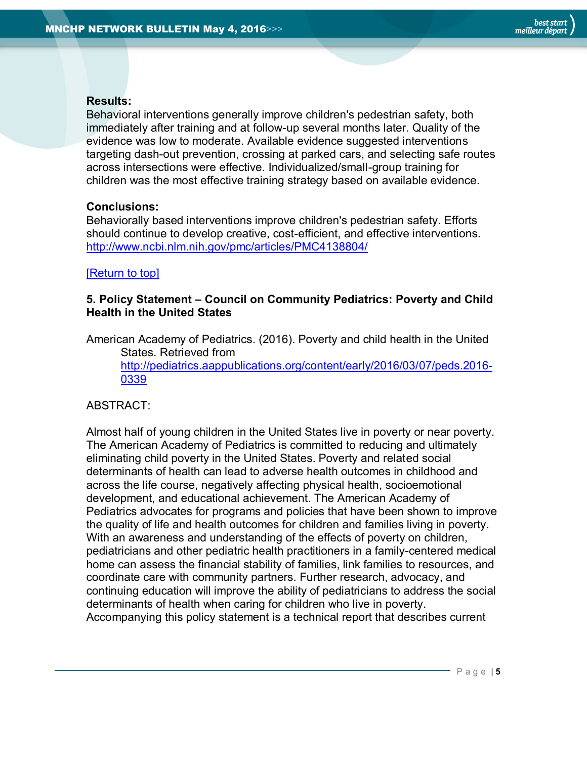**Results:**
Behavioral interventions generally improve children's pedestrian safety, both immediately after training and at follow-up several months later. Quality of the evidence was low to moderate. Available evidence suggested interventions targeting dash-out prevention, crossing at parked cars, and selecting safe routes across intersections were effective. Individualized/small-group training for children was the most effective training strategy based on available evidence.

**Conclusions:**
Behaviorally based interventions improve children's pedestrian safety. Efforts should continue to develop creative, cost-efficient, and effective interventions.
http://www.ncbi.nlm.nih.gov/pmc/articles/PMC4138804/

[Return to top]

### 5. Policy Statement – Council on Community Pediatrics: Poverty and Child Health in the United States

American Academy of Pediatrics. (2016). Poverty and child health in the United States. Retrieved from http://pediatrics.aappublications.org/content/early/2016/03/07/peds.2016-0339

ABSTRACT:

Almost half of young children in the United States live in poverty or near poverty. The American Academy of Pediatrics is committed to reducing and ultimately eliminating child poverty in the United States. Poverty and related social determinants of health can lead to adverse health outcomes in childhood and across the life course, negatively affecting physical health, socioemotional development, and educational achievement. The American Academy of Pediatrics advocates for programs and policies that have been shown to improve the quality of life and health outcomes for children and families living in poverty. With an awareness and understanding of the effects of poverty on children, pediatricians and other pediatric health practitioners in a family-centered medical home can assess the financial stability of families, link families to resources, and coordinate care with community partners. Further research, advocacy, and continuing education will improve the ability of pediatricians to address the social determinants of health when caring for children who live in poverty. Accompanying this policy statement is a technical report that describes current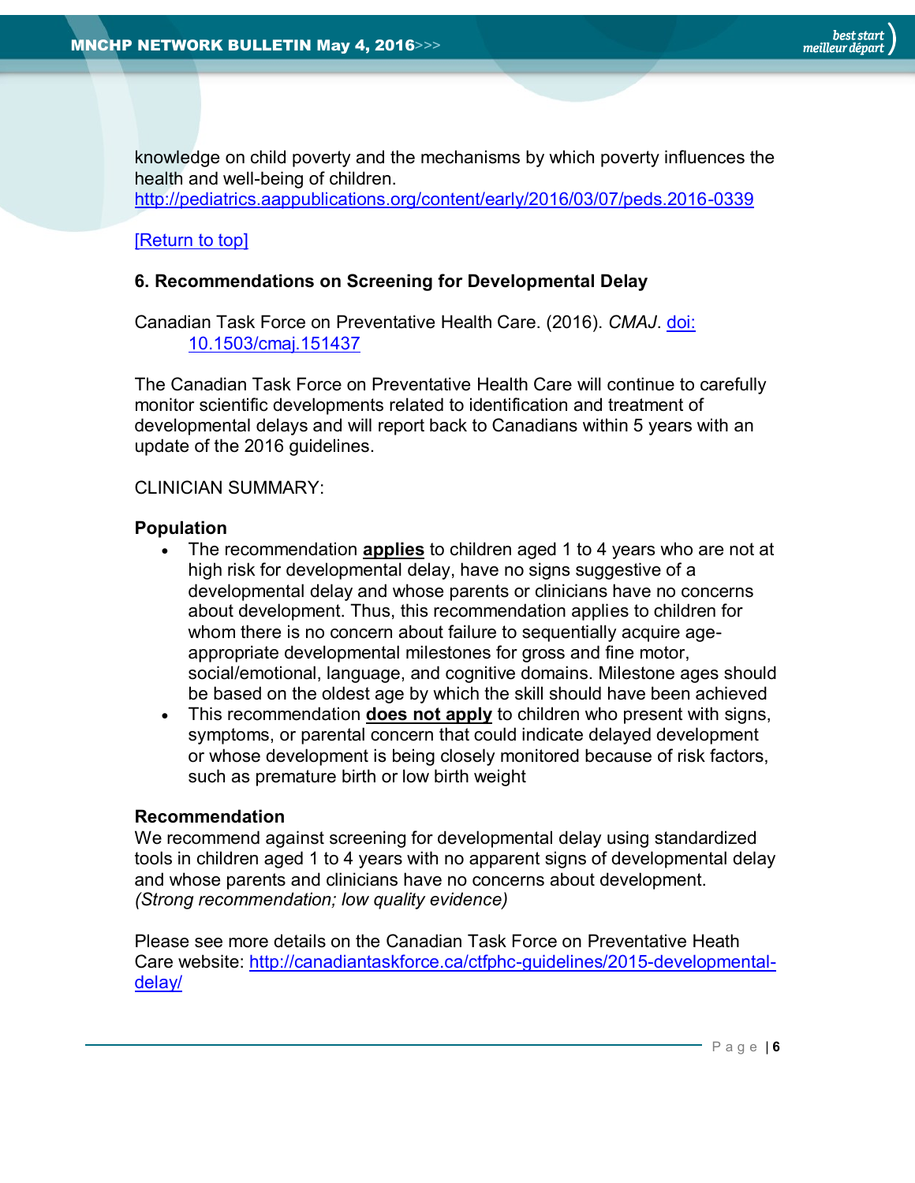knowledge on child poverty and the mechanisms by which poverty influences the health and well-being of children.
http://pediatrics.aappublications.org/content/early/2016/03/07/peds.2016-0339

[Return to top]

**6. Recommendations on Screening for Developmental Delay**

Canadian Task Force on Preventative Health Care. (2016). *CMAJ*. doi: 10.1503/cmaj.151437

The Canadian Task Force on Preventative Health Care will continue to carefully monitor scientific developments related to identification and treatment of developmental delays and will report back to Canadians within 5 years with an update of the 2016 guidelines.

CLINICIAN SUMMARY:

**Population**

- The recommendation **applies** to children aged 1 to 4 years who are not at high risk for developmental delay, have no signs suggestive of a developmental delay and whose parents or clinicians have no concerns about development. Thus, this recommendation applies to children for whom there is no concern about failure to sequentially acquire age-appropriate developmental milestones for gross and fine motor, social/emotional, language, and cognitive domains. Milestone ages should be based on the oldest age by which the skill should have been achieved
- This recommendation **does not apply** to children who present with signs, symptoms, or parental concern that could indicate delayed development or whose development is being closely monitored because of risk factors, such as premature birth or low birth weight

**Recommendation**

We recommend against screening for developmental delay using standardized tools in children aged 1 to 4 years with no apparent signs of developmental delay and whose parents and clinicians have no concerns about development.
*(Strong recommendation; low quality evidence)*

Please see more details on the Canadian Task Force on Preventative Heath Care website: http://canadiantaskforce.ca/ctfphc-guidelines/2015-developmental-delay/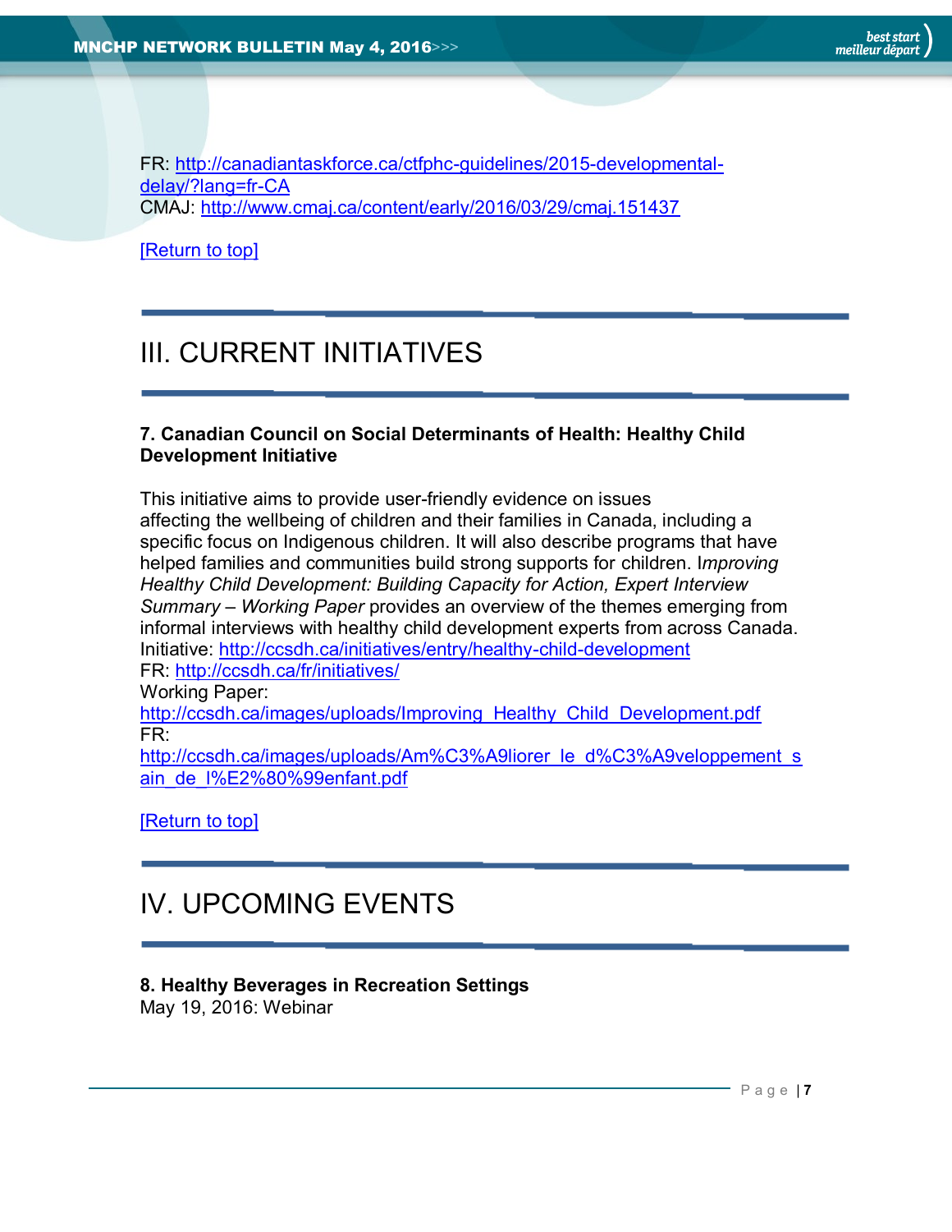FR: [http://canadiantaskforce.ca/ctfphc-guidelines/2015-developmental-delay/?lang=fr-CA](http://canadiantaskforce.ca/ctfphc-guidelines/2015-developmental-delay/?lang=fr-CA)
CMAJ: [http://www.cmaj.ca/content/early/2016/03/29/cmaj.151437](http://www.cmaj.ca/content/early/2016/03/29/cmaj.151437)

[Return to top]

# III. CURRENT INITIATIVES

**7. Canadian Council on Social Determinants of Health: Healthy Child Development Initiative**

This initiative aims to provide user-friendly evidence on issues affecting the wellbeing of children and their families in Canada, including a specific focus on Indigenous children. It will also describe programs that have helped families and communities build strong supports for children. *Improving Healthy Child Development: Building Capacity for Action, Expert Interview Summary – Working Paper* provides an overview of the themes emerging from informal interviews with healthy child development experts from across Canada.
Initiative: [http://ccsdh.ca/initiatives/entry/healthy-child-development](http://ccsdh.ca/initiatives/entry/healthy-child-development)
FR: [http://ccsdh.ca/fr/initiatives/](http://ccsdh.ca/fr/initiatives/)
Working Paper:
[http://ccsdh.ca/images/uploads/Improving_Healthy_Child_Development.pdf](http://ccsdh.ca/images/uploads/Improving_Healthy_Child_Development.pdf)
FR:
[http://ccsdh.ca/images/uploads/Am%C3%A9liorer_le_d%C3%A9veloppement_sain_de_l%E2%80%99enfant.pdf](http://ccsdh.ca/images/uploads/Am%C3%A9liorer_le_d%C3%A9veloppement_sain_de_l%E2%80%99enfant.pdf)

[Return to top]

# IV. UPCOMING EVENTS

**8. Healthy Beverages in Recreation Settings**
May 19, 2016: Webinar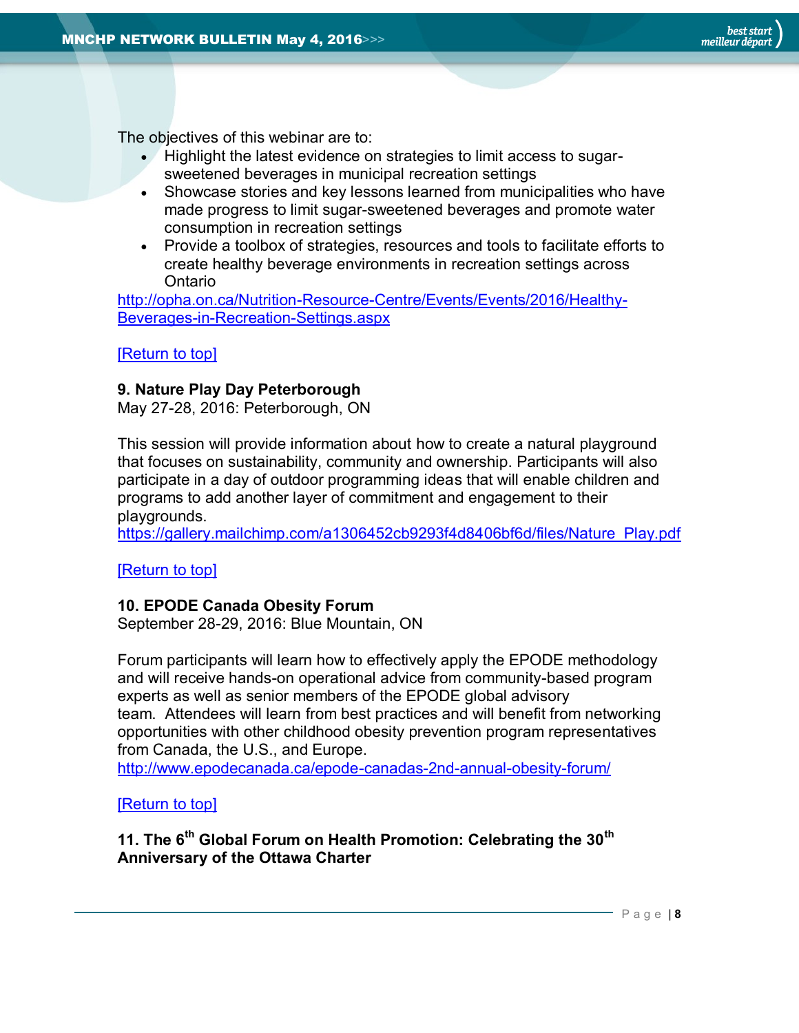The objectives of this webinar are to:

- Highlight the latest evidence on strategies to limit access to sugar-sweetened beverages in municipal recreation settings
- Showcase stories and key lessons learned from municipalities who have made progress to limit sugar-sweetened beverages and promote water consumption in recreation settings
- Provide a toolbox of strategies, resources and tools to facilitate efforts to create healthy beverage environments in recreation settings across Ontario

http://opha.on.ca/Nutrition-Resource-Centre/Events/Events/2016/Healthy-Beverages-in-Recreation-Settings.aspx

[Return to top]

**9. Nature Play Day Peterborough**
May 27-28, 2016: Peterborough, ON

This session will provide information about how to create a natural playground that focuses on sustainability, community and ownership. Participants will also participate in a day of outdoor programming ideas that will enable children and programs to add another layer of commitment and engagement to their playgrounds.
https://gallery.mailchimp.com/a1306452cb9293f4d8406bf6d/files/Nature_Play.pdf

[Return to top]

**10. EPODE Canada Obesity Forum**
September 28-29, 2016: Blue Mountain, ON

Forum participants will learn how to effectively apply the EPODE methodology and will receive hands-on operational advice from community-based program experts as well as senior members of the EPODE global advisory team. Attendees will learn from best practices and will benefit from networking opportunities with other childhood obesity prevention program representatives from Canada, the U.S., and Europe.
http://www.epodecanada.ca/epode-canadas-2nd-annual-obesity-forum/

[Return to top]

**11. The 6th Global Forum on Health Promotion: Celebrating the 30th Anniversary of the Ottawa Charter**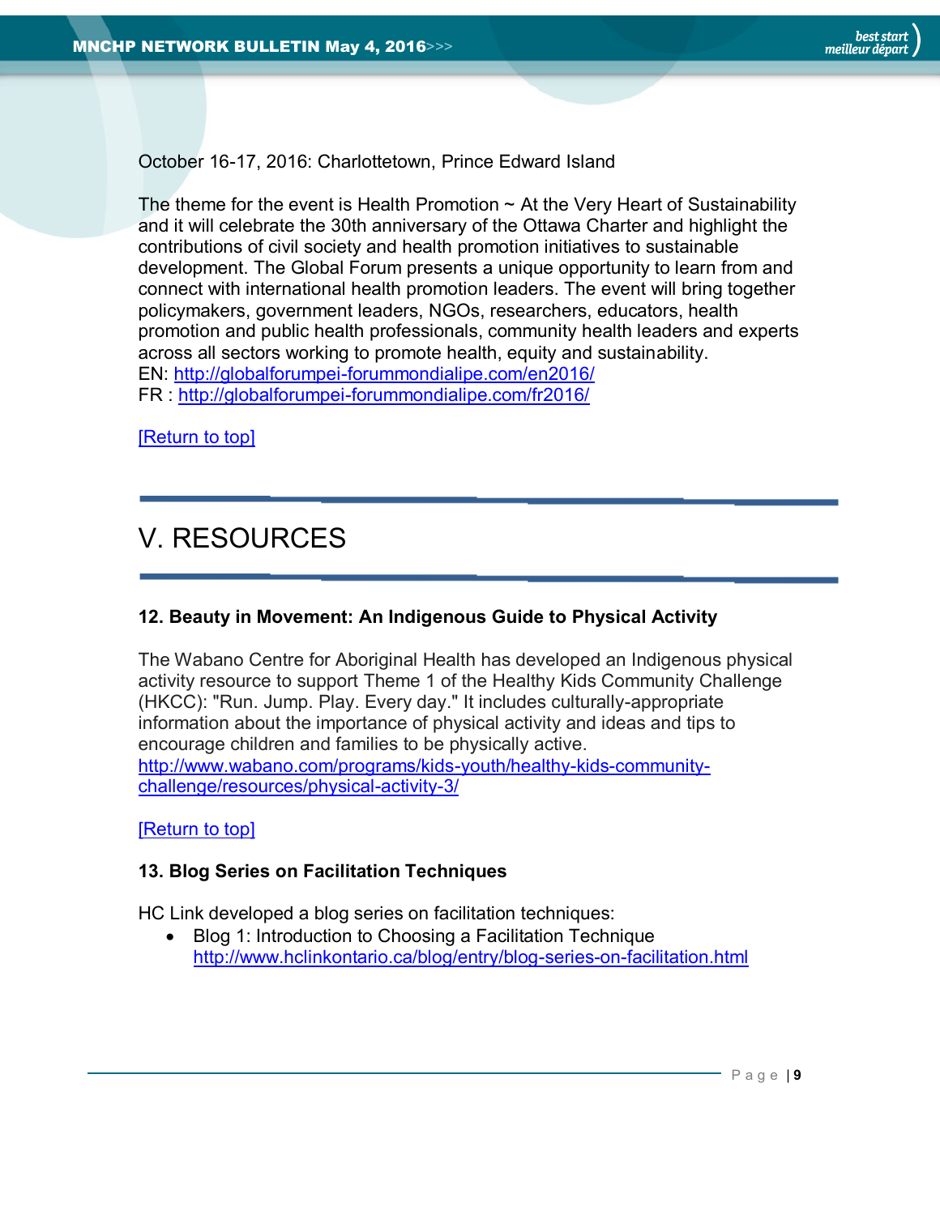October 16-17, 2016: Charlottetown, Prince Edward Island

The theme for the event is Health Promotion ~ At the Very Heart of Sustainability and it will celebrate the 30th anniversary of the Ottawa Charter and highlight the contributions of civil society and health promotion initiatives to sustainable development. The Global Forum presents a unique opportunity to learn from and connect with international health promotion leaders. The event will bring together policymakers, government leaders, NGOs, researchers, educators, health promotion and public health professionals, community health leaders and experts across all sectors working to promote health, equity and sustainability.
EN: http://globalforumpei-forummondialipe.com/en2016/
FR : http://globalforumpei-forummondialipe.com/fr2016/

[Return to top]

# V. RESOURCES

### 12. Beauty in Movement: An Indigenous Guide to Physical Activity

The Wabano Centre for Aboriginal Health has developed an Indigenous physical activity resource to support Theme 1 of the Healthy Kids Community Challenge (HKCC): "Run. Jump. Play. Every day." It includes culturally-appropriate information about the importance of physical activity and ideas and tips to encourage children and families to be physically active.
http://www.wabano.com/programs/kids-youth/healthy-kids-community-challenge/resources/physical-activity-3/

[Return to top]

### 13. Blog Series on Facilitation Techniques

HC Link developed a blog series on facilitation techniques:

- Blog 1: Introduction to Choosing a Facilitation Technique
  http://www.hclinkontario.ca/blog/entry/blog-series-on-facilitation.html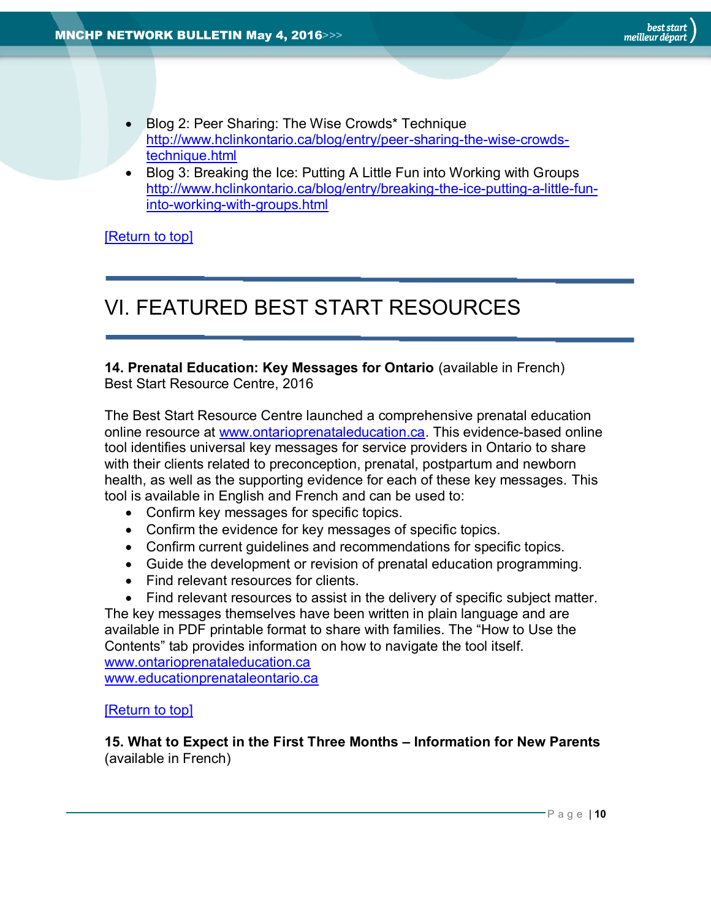- Blog 2: Peer Sharing: The Wise Crowds* Technique
  http://www.hclinkontario.ca/blog/entry/peer-sharing-the-wise-crowds-technique.html
- Blog 3: Breaking the Ice: Putting A Little Fun into Working with Groups
  http://www.hclinkontario.ca/blog/entry/breaking-the-ice-putting-a-little-fun-into-working-with-groups.html

[Return to top]

# VI. FEATURED BEST START RESOURCES

**14. Prenatal Education: Key Messages for Ontario** (available in French)
Best Start Resource Centre, 2016

The Best Start Resource Centre launched a comprehensive prenatal education online resource at www.ontarioprenataleducation.ca. This evidence-based online tool identifies universal key messages for service providers in Ontario to share with their clients related to preconception, prenatal, postpartum and newborn health, as well as the supporting evidence for each of these key messages. This tool is available in English and French and can be used to:

- Confirm key messages for specific topics.
- Confirm the evidence for key messages of specific topics.
- Confirm current guidelines and recommendations for specific topics.
- Guide the development or revision of prenatal education programming.
- Find relevant resources for clients.
- Find relevant resources to assist in the delivery of specific subject matter.

The key messages themselves have been written in plain language and are available in PDF printable format to share with families. The "How to Use the Contents" tab provides information on how to navigate the tool itself.
www.ontarioprenataleducation.ca
www.educationprenataleontario.ca

[Return to top]

**15. What to Expect in the First Three Months – Information for New Parents** (available in French)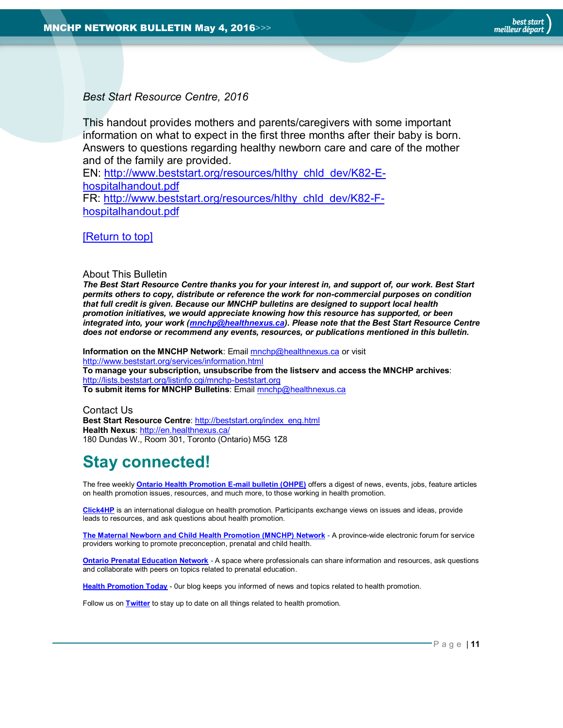*Best Start Resource Centre, 2016*

This handout provides mothers and parents/caregivers with some important information on what to expect in the first three months after their baby is born. Answers to questions regarding healthy newborn care and care of the mother and of the family are provided.
EN: [http://www.beststart.org/resources/hlthy_chld_dev/K82-E-hospitalhandout.pdf](http://www.beststart.org/resources/hlthy_chld_dev/K82-E-hospitalhandout.pdf)
FR: [http://www.beststart.org/resources/hlthy_chld_dev/K82-F-hospitalhandout.pdf](http://www.beststart.org/resources/hlthy_chld_dev/K82-F-hospitalhandout.pdf)

[Return to top]

About This Bulletin
***The Best Start Resource Centre thanks you for your interest in, and support of, our work. Best Start permits others to copy, distribute or reference the work for non-commercial purposes on condition that full credit is given. Because our MNCHP bulletins are designed to support local health promotion initiatives, we would appreciate knowing how this resource has supported, or been integrated into, your work (mnchp@healthnexus.ca). Please note that the Best Start Resource Centre does not endorse or recommend any events, resources, or publications mentioned in this bulletin.***

**Information on the MNCHP Network**: Email mnchp@healthnexus.ca or visit http://www.beststart.org/services/information.html
**To manage your subscription, unsubscribe from the listserv and access the MNCHP archives**: http://lists.beststart.org/listinfo.cgi/mnchp-beststart.org
**To submit items for MNCHP Bulletins**: Email mnchp@healthnexus.ca

Contact Us
**Best Start Resource Centre**: http://beststart.org/index_eng.html
**Health Nexus**: http://en.healthnexus.ca/
180 Dundas W., Room 301, Toronto (Ontario) M5G 1Z8

## Stay connected!

The free weekly **Ontario Health Promotion E-mail bulletin (OHPE)** offers a digest of news, events, jobs, feature articles on health promotion issues, resources, and much more, to those working in health promotion.

**Click4HP** is an international dialogue on health promotion. Participants exchange views on issues and ideas, provide leads to resources, and ask questions about health promotion.

**The Maternal Newborn and Child Health Promotion (MNCHP) Network** - A province-wide electronic forum for service providers working to promote preconception, prenatal and child health.

**Ontario Prenatal Education Network** - A space where professionals can share information and resources, ask questions and collaborate with peers on topics related to prenatal education.

**Health Promotion Today** - 0ur blog keeps you informed of news and topics related to health promotion.

Follow us on **Twitter** to stay up to date on all things related to health promotion.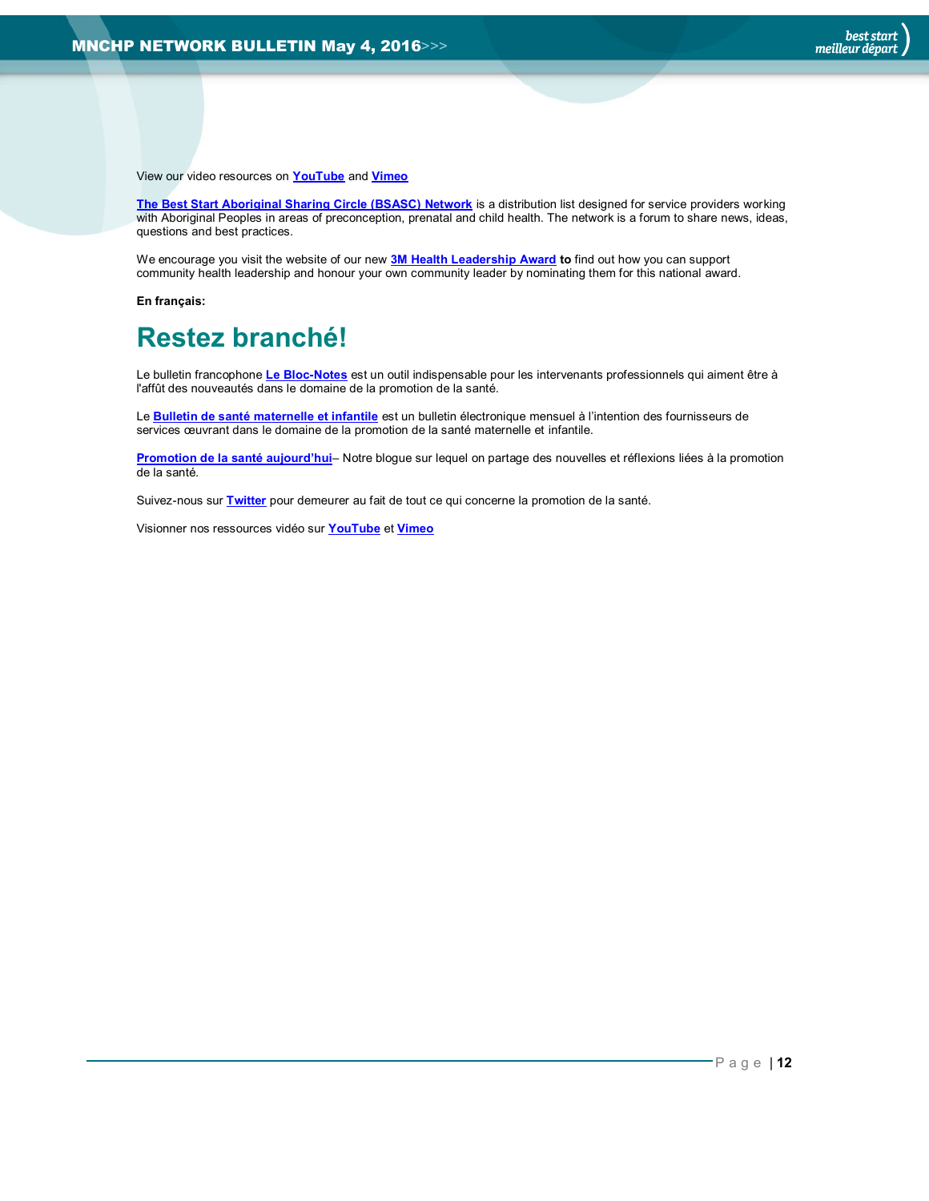View our video resources on **YouTube** and **Vimeo**

**The Best Start Aboriginal Sharing Circle (BSASC) Network** is a distribution list designed for service providers working with Aboriginal Peoples in areas of preconception, prenatal and child health. The network is a forum to share news, ideas, questions and best practices.

We encourage you visit the website of our new **3M Health Leadership Award** **to** find out how you can support community health leadership and honour your own community leader by nominating them for this national award.

**En français:**

# Restez branché!

Le bulletin francophone **Le Bloc-Notes** est un outil indispensable pour les intervenants professionnels qui aiment être à l'affût des nouveautés dans le domaine de la promotion de la santé.

Le **Bulletin de santé maternelle et infantile** est un bulletin électronique mensuel à l'intention des fournisseurs de services œuvrant dans le domaine de la promotion de la santé maternelle et infantile.

**Promotion de la santé aujourd'hui**– Notre blogue sur lequel on partage des nouvelles et réflexions liées à la promotion de la santé.

Suivez-nous sur **Twitter** pour demeurer au fait de tout ce qui concerne la promotion de la santé.

Visionner nos ressources vidéo sur **YouTube** et **Vimeo**